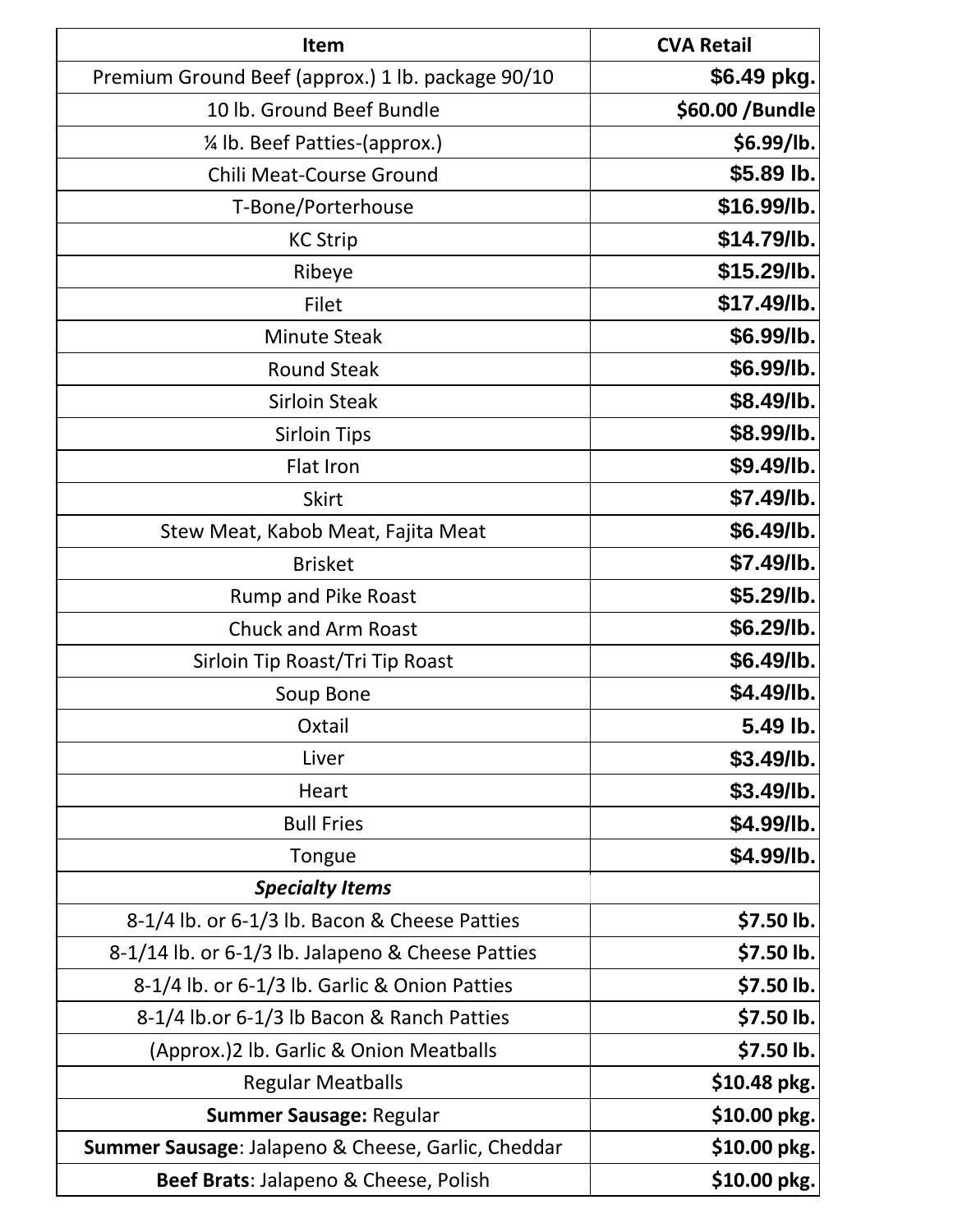| Item | CVA Retail |
|---|---|
| Premium Ground Beef (approx.) 1 lb. package 90/10 | $6.49 pkg. |
| 10 lb. Ground Beef Bundle | $60.00 /Bundle |
| ¼ lb. Beef Patties-(approx.) | $6.99/lb. |
| Chili Meat-Course Ground | $5.89 lb. |
| T-Bone/Porterhouse | $16.99/lb. |
| KC Strip | $14.79/lb. |
| Ribeye | $15.29/lb. |
| Filet | $17.49/lb. |
| Minute Steak | $6.99/lb. |
| Round Steak | $6.99/lb. |
| Sirloin Steak | $8.49/lb. |
| Sirloin Tips | $8.99/lb. |
| Flat Iron | $9.49/lb. |
| Skirt | $7.49/lb. |
| Stew Meat, Kabob Meat, Fajita Meat | $6.49/lb. |
| Brisket | $7.49/lb. |
| Rump and Pike Roast | $5.29/lb. |
| Chuck and Arm Roast | $6.29/lb. |
| Sirloin Tip Roast/Tri Tip Roast | $6.49/lb. |
| Soup Bone | $4.49/lb. |
| Oxtail | 5.49 lb. |
| Liver | $3.49/lb. |
| Heart | $3.49/lb. |
| Bull Fries | $4.99/lb. |
| Tongue | $4.99/lb. |
| ***Specialty Items*** | |
| 8-1/4 lb. or 6-1/3 lb. Bacon & Cheese Patties | $7.50 lb. |
| 8-1/14 lb. or 6-1/3 lb. Jalapeno & Cheese Patties | $7.50 lb. |
| 8-1/4 lb. or 6-1/3 lb. Garlic & Onion Patties | $7.50 lb. |
| 8-1/4 lb.or 6-1/3 lb Bacon & Ranch Patties | $7.50 lb. |
| (Approx.)2 lb. Garlic & Onion Meatballs | $7.50 lb. |
| Regular Meatballs | $10.48 pkg. |
| **Summer Sausage:** Regular | $10.00 pkg. |
| **Summer Sausage**: Jalapeno & Cheese, Garlic, Cheddar | $10.00 pkg. |
| **Beef Brats**: Jalapeno & Cheese, Polish | $10.00 pkg. |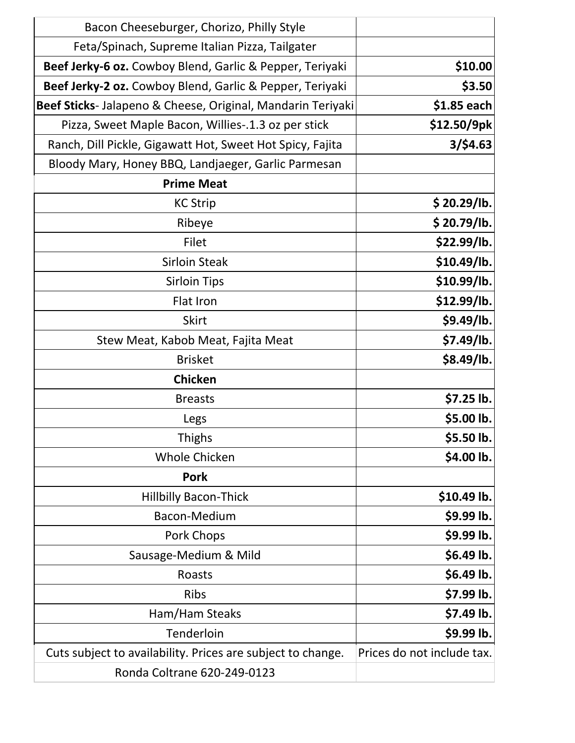| | |
|---|---|
| Bacon Cheeseburger, Chorizo, Philly Style | |
| Feta/Spinach, Supreme Italian Pizza, Tailgater | |
| **Beef Jerky-6 oz.** Cowboy Blend, Garlic & Pepper, Teriyaki | **$10.00** |
| **Beef Jerky-2 oz.** Cowboy Blend, Garlic & Pepper, Teriyaki | **$3.50** |
| **Beef Sticks**- Jalapeno & Cheese, Original, Mandarin Teriyaki | **$1.85 each** |
| Pizza, Sweet Maple Bacon, Willies-.1.3 oz per stick | **$12.50/9pk** |
| Ranch, Dill Pickle, Gigawatt Hot, Sweet Hot Spicy, Fajita | **3/$4.63** |
| Bloody Mary, Honey BBQ, Landjaeger, Garlic Parmesan | |
| **Prime Meat** | |
| KC Strip | **$ 20.29/lb.** |
| Ribeye | **$ 20.79/lb.** |
| Filet | **$22.99/lb.** |
| Sirloin Steak | **$10.49/lb.** |
| Sirloin Tips | **$10.99/lb.** |
| Flat Iron | **$12.99/lb.** |
| Skirt | **$9.49/lb.** |
| Stew Meat, Kabob Meat, Fajita Meat | **$7.49/lb.** |
| Brisket | **$8.49/lb.** |
| **Chicken** | |
| Breasts | **$7.25 lb.** |
| Legs | **$5.00 lb.** |
| Thighs | **$5.50 lb.** |
| Whole Chicken | **$4.00 lb.** |
| **Pork** | |
| Hillbilly Bacon-Thick | **$10.49 lb.** |
| Bacon-Medium | **$9.99 lb.** |
| Pork Chops | **$9.99 lb.** |
| Sausage-Medium & Mild | **$6.49 lb.** |
| Roasts | **$6.49 lb.** |
| Ribs | **$7.99 lb.** |
| Ham/Ham Steaks | **$7.49 lb.** |
| Tenderloin | **$9.99 lb.** |
| Cuts subject to availability. Prices are subject to change. | Prices do not include tax. |
| Ronda Coltrane 620-249-0123 | |